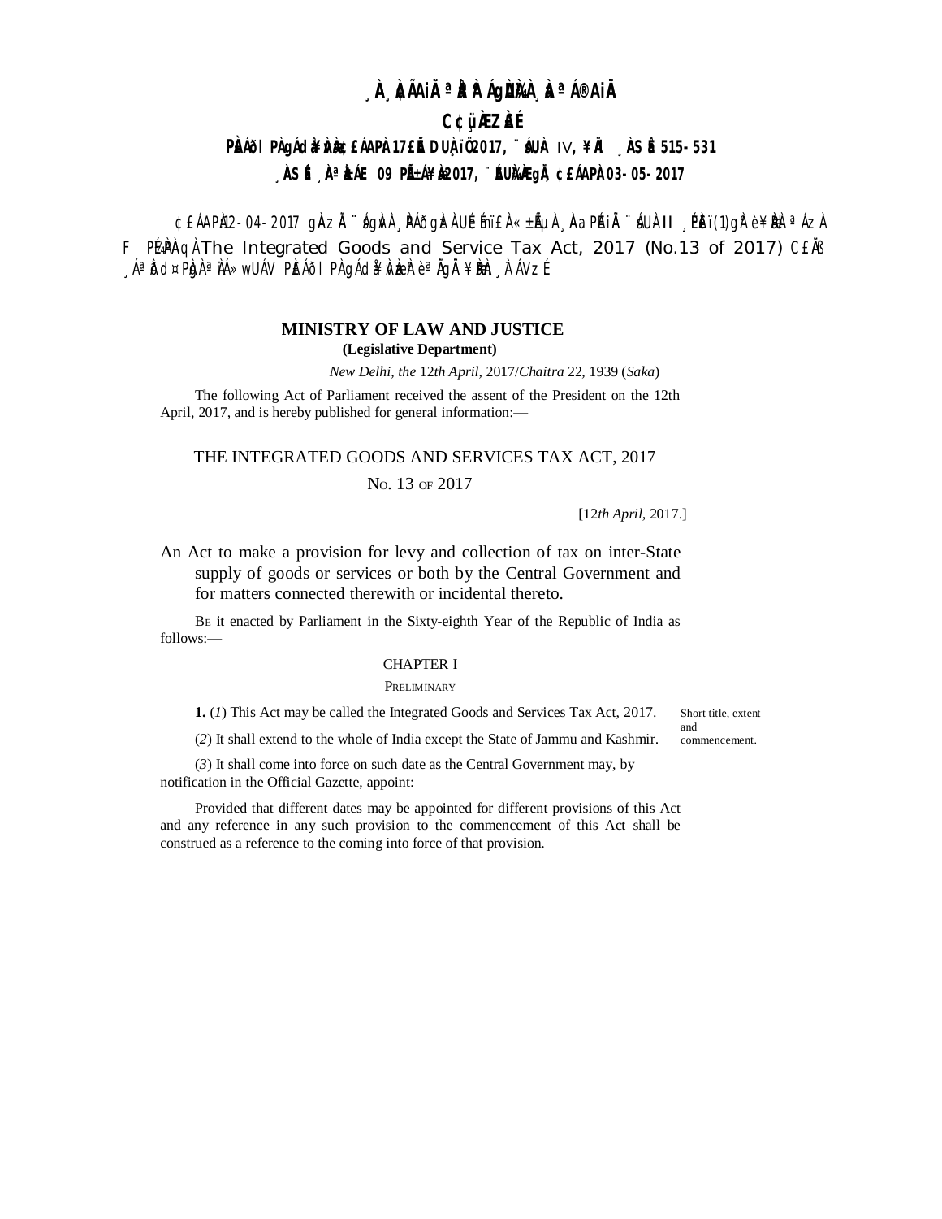¸ÀA¸À¢ÃAiÀÄ ªÀåªÀºÁgÀUÀ¼À ¸ÀaªÁ®AiÀÄ

**C¢ü¸ÀÆZÀ£É**

**PÀ£ÁðlPÀ gÁdå¥ÀvÀæ ¢£ÁAPÀ 17£Éà DUÀ¸ïÖ 2017, ¨sÁUÀ IV, ¥ÀÄl ¸ÀASÉå 515-531**

**¸ÀASÉå ¸ÀAªÀå±ÁE 09 PÉñÁ¥Àæ 2017, ¨ÉAUÀ¼ÀÆgÀÄ, ¢£ÁAPÀ 03-05-2017**

¢£ÁAPÀ 12-04-2017 gÀAzÀÄ ¨sÁgÀvÀ ¸ÀPÁðgÀzÀ UÉeÉmï£À «±ÉõÀ ¸ÀAaPÉAiÀÄ ¨sÁUÀ II ¸ÉPÀë£ï (1) gÀ°è ¥ÀæPÀlªÁzÀ F PɼÀPÀAqÀ The Integrated Goods and Service Tax Act, 2017 (No.13 of 2017) C£ÀÄß ¸ÁªÀðd¤PÀgÀ ªÀiÁ»wUÁV PÀ£ÁðlPÀ gÁdå¥ÀvÀæzÀ°è ªÀÄgÀÄ ¥ÀæPÀn¸À¯ÁVzÉ

**MINISTRY OF LAW AND JUSTICE**

**(Legislative Department)**

*New Delhi, the* 12*th April,* 2017/*Chaitra* 22, 1939 (*Saka*)

The following Act of Parliament received the assent of the President on the 12th April, 2017, and is hereby published for general information:—

## THE INTEGRATED GOODS AND SERVICES TAX ACT, 2017

No. 13 of 2017

[12*th April,* 2017.]

An Act to make a provision for levy and collection of tax on inter-State supply of goods or services or both by the Central Government and for matters connected therewith or incidental thereto.

Be it enacted by Parliament in the Sixty-eighth Year of the Republic of India as follows:—

### CHAPTER I

PRELIMINARY

*Short title, extent and commencement.*

**1.** (*1*) This Act may be called the Integrated Goods and Services Tax Act, 2017.

(*2*) It shall extend to the whole of India except the State of Jammu and Kashmir.

(*3*) It shall come into force on such date as the Central Government may, by notification in the Official Gazette, appoint:

Provided that different dates may be appointed for different provisions of this Act and any reference in any such provision to the commencement of this Act shall be construed as a reference to the coming into force of that provision.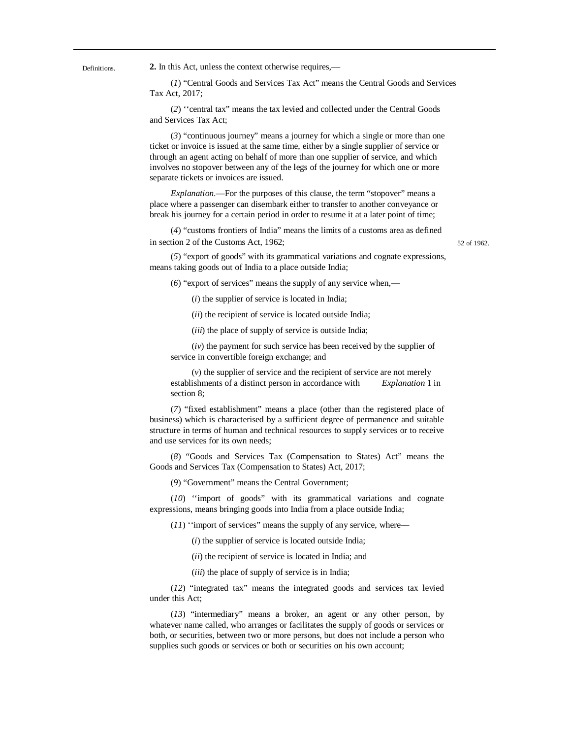Definitions.

**2.** In this Act, unless the context otherwise requires,—

(*1*) "Central Goods and Services Tax Act" means the Central Goods and Services Tax Act, 2017;

(*2*) ''central tax" means the tax levied and collected under the Central Goods and Services Tax Act;

(*3*) "continuous journey" means a journey for which a single or more than one ticket or invoice is issued at the same time, either by a single supplier of service or through an agent acting on behalf of more than one supplier of service, and which involves no stopover between any of the legs of the journey for which one or more separate tickets or invoices are issued.

*Explanation*.—For the purposes of this clause, the term "stopover" means a place where a passenger can disembark either to transfer to another conveyance or break his journey for a certain period in order to resume it at a later point of time;

(*4*) "customs frontiers of India" means the limits of a customs area as defined in section 2 of the Customs Act, 1962;

52 of 1962.

(*5*) "export of goods" with its grammatical variations and cognate expressions, means taking goods out of India to a place outside India;

(*6*) "export of services" means the supply of any service when,—

(*i*) the supplier of service is located in India;

(*ii*) the recipient of service is located outside India;

(*iii*) the place of supply of service is outside India;

(*iv*) the payment for such service has been received by the supplier of service in convertible foreign exchange; and

(*v*) the supplier of service and the recipient of service are not merely establishments of a distinct person in accordance with *Explanation* 1 in section 8;

(*7*) "fixed establishment" means a place (other than the registered place of business) which is characterised by a sufficient degree of permanence and suitable structure in terms of human and technical resources to supply services or to receive and use services for its own needs;

(*8*) "Goods and Services Tax (Compensation to States) Act" means the Goods and Services Tax (Compensation to States) Act, 2017;

(*9*) "Government" means the Central Government;

(*10*) ''import of goods" with its grammatical variations and cognate expressions, means bringing goods into India from a place outside India;

(*11*) ''import of services" means the supply of any service, where—

(*i*) the supplier of service is located outside India;

(*ii*) the recipient of service is located in India; and

(*iii*) the place of supply of service is in India;

(*12*) "integrated tax" means the integrated goods and services tax levied under this Act;

(*13*) "intermediary" means a broker, an agent or any other person, by whatever name called, who arranges or facilitates the supply of goods or services or both, or securities, between two or more persons, but does not include a person who supplies such goods or services or both or securities on his own account;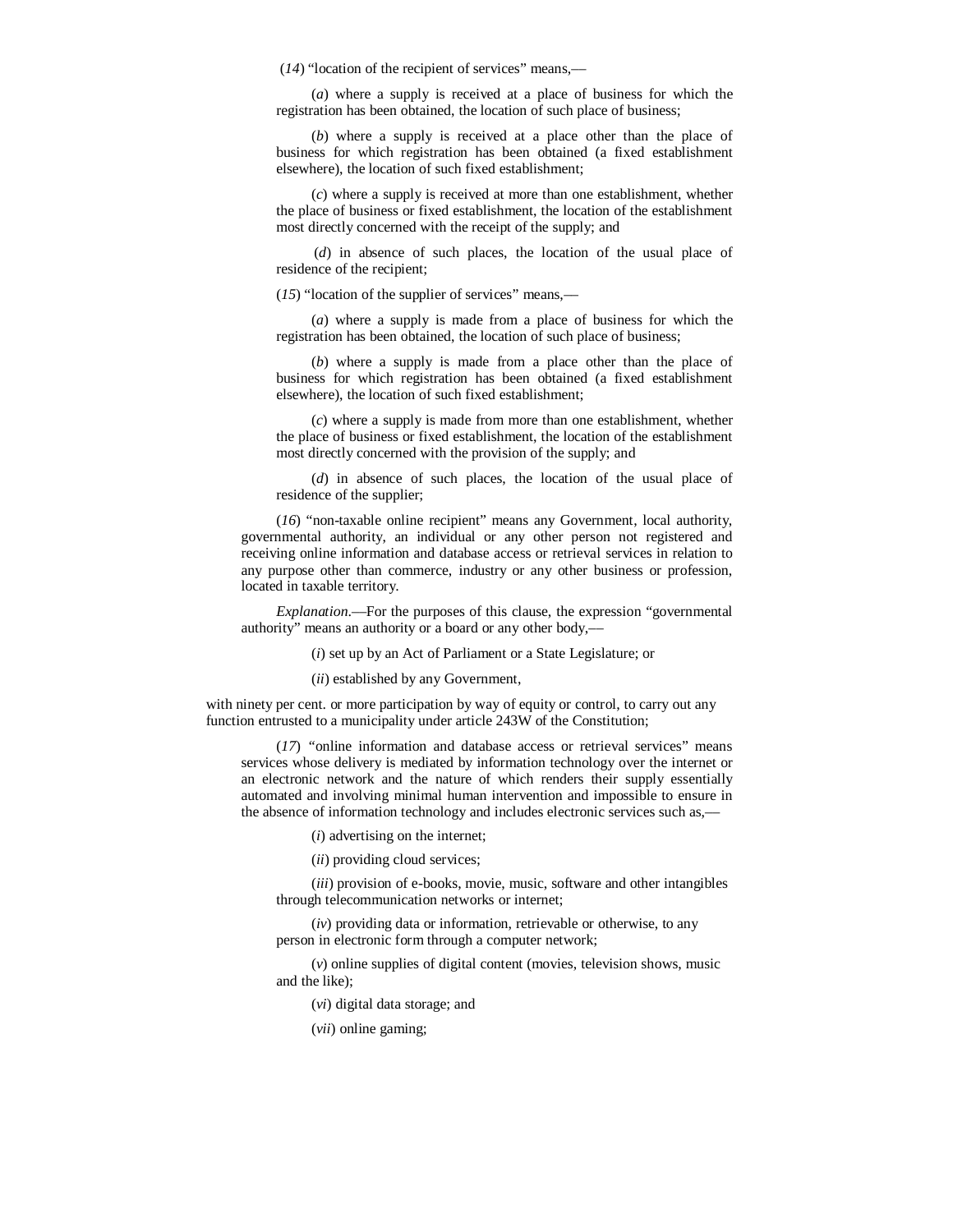(*14*) "location of the recipient of services" means,—

(*a*) where a supply is received at a place of business for which the registration has been obtained, the location of such place of business;

(*b*) where a supply is received at a place other than the place of business for which registration has been obtained (a fixed establishment elsewhere), the location of such fixed establishment;

(*c*) where a supply is received at more than one establishment, whether the place of business or fixed establishment, the location of the establishment most directly concerned with the receipt of the supply; and

(*d*) in absence of such places, the location of the usual place of residence of the recipient;

(*15*) "location of the supplier of services" means,—

(*a*) where a supply is made from a place of business for which the registration has been obtained, the location of such place of business;

(*b*) where a supply is made from a place other than the place of business for which registration has been obtained (a fixed establishment elsewhere), the location of such fixed establishment;

(*c*) where a supply is made from more than one establishment, whether the place of business or fixed establishment, the location of the establishment most directly concerned with the provision of the supply; and

(*d*) in absence of such places, the location of the usual place of residence of the supplier;

(*16*) "non-taxable online recipient" means any Government, local authority, governmental authority, an individual or any other person not registered and receiving online information and database access or retrieval services in relation to any purpose other than commerce, industry or any other business or profession, located in taxable territory.

*Explanation*.—For the purposes of this clause, the expression "governmental authority" means an authority or a board or any other body,—

(*i*) set up by an Act of Parliament or a State Legislature; or

(*ii*) established by any Government,

with ninety per cent. or more participation by way of equity or control, to carry out any function entrusted to a municipality under article 243W of the Constitution;

(*17*) "online information and database access or retrieval services" means services whose delivery is mediated by information technology over the internet or an electronic network and the nature of which renders their supply essentially automated and involving minimal human intervention and impossible to ensure in the absence of information technology and includes electronic services such as,—

(*i*) advertising on the internet;

(*ii*) providing cloud services;

(*iii*) provision of e-books, movie, music, software and other intangibles through telecommunication networks or internet;

(*iv*) providing data or information, retrievable or otherwise, to any person in electronic form through a computer network;

(*v*) online supplies of digital content (movies, television shows, music and the like);

(*vi*) digital data storage; and

(*vii*) online gaming;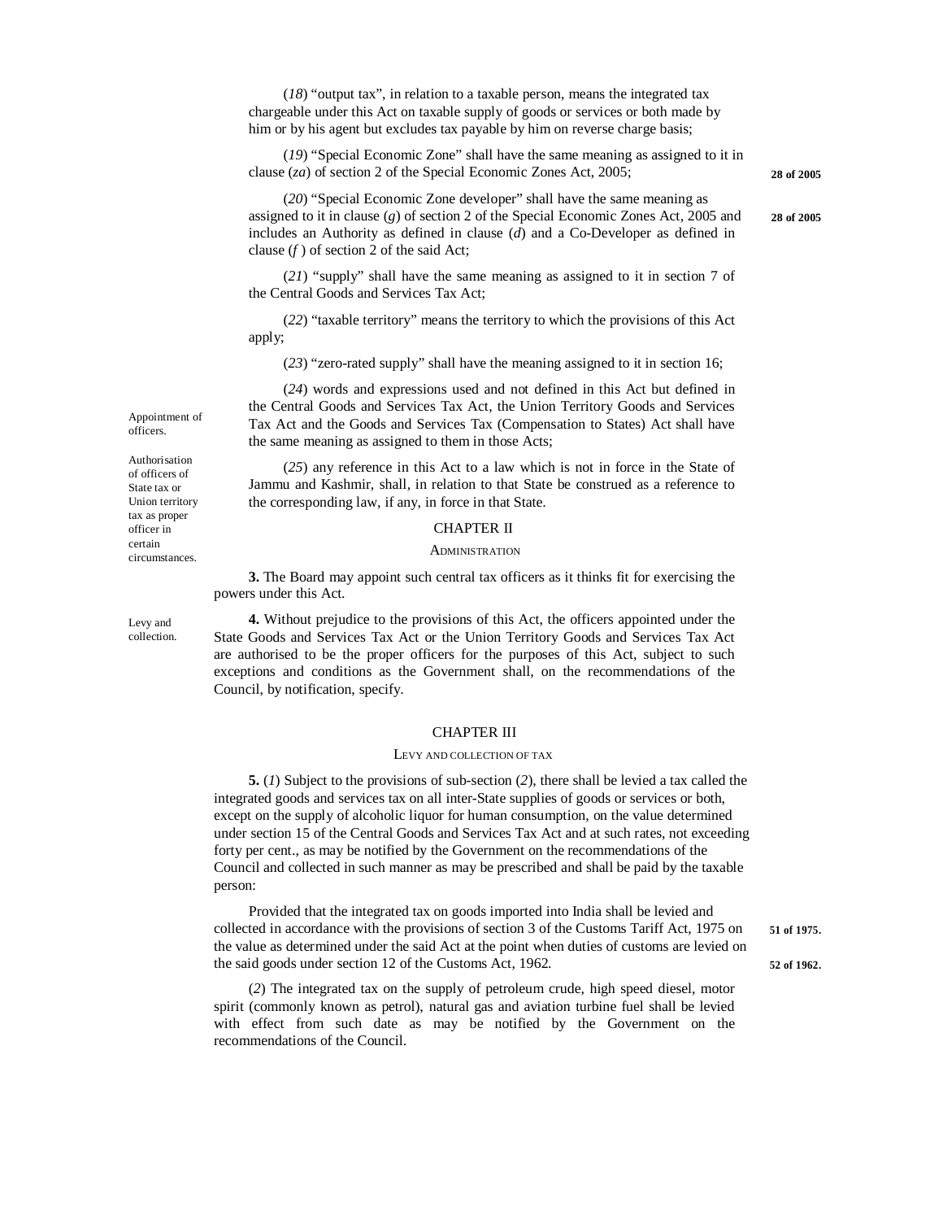(*18*) "output tax", in relation to a taxable person, means the integrated tax chargeable under this Act on taxable supply of goods or services or both made by him or by his agent but excludes tax payable by him on reverse charge basis;

(*19*) "Special Economic Zone" shall have the same meaning as assigned to it in clause (*za*) of section 2 of the Special Economic Zones Act, 2005; **28 of 2005**

(*20*) "Special Economic Zone developer" shall have the same meaning as assigned to it in clause (*g*) of section 2 of the Special Economic Zones Act, 2005 and includes an Authority as defined in clause (*d*) and a Co-Developer as defined in clause (*f* ) of section 2 of the said Act; **28 of 2005**

(*21*) "supply" shall have the same meaning as assigned to it in section 7 of the Central Goods and Services Tax Act;

(*22*) "taxable territory" means the territory to which the provisions of this Act apply;

(*23*) "zero-rated supply" shall have the meaning assigned to it in section 16;

(*24*) words and expressions used and not defined in this Act but defined in the Central Goods and Services Tax Act, the Union Territory Goods and Services Tax Act and the Goods and Services Tax (Compensation to States) Act shall have the same meaning as assigned to them in those Acts;

(*25*) any reference in this Act to a law which is not in force in the State of Jammu and Kashmir, shall, in relation to that State be construed as a reference to the corresponding law, if any, in force in that State.

## CHAPTER II

### ADMINISTRATION

*Appointment of officers.*

**3.** The Board may appoint such central tax officers as it thinks fit for exercising the powers under this Act.

*Authorisation of officers of State tax or Union territory tax as proper officer in certain circumstances.*

**4.** Without prejudice to the provisions of this Act, the officers appointed under the State Goods and Services Tax Act or the Union Territory Goods and Services Tax Act are authorised to be the proper officers for the purposes of this Act, subject to such exceptions and conditions as the Government shall, on the recommendations of the Council, by notification, specify.

## CHAPTER III

### LEVY AND COLLECTION OF TAX

*Levy and collection.*

**5.** (*1*) Subject to the provisions of sub-section (*2*), there shall be levied a tax called the integrated goods and services tax on all inter-State supplies of goods or services or both, except on the supply of alcoholic liquor for human consumption, on the value determined under section 15 of the Central Goods and Services Tax Act and at such rates, not exceeding forty per cent., as may be notified by the Government on the recommendations of the Council and collected in such manner as may be prescribed and shall be paid by the taxable person:

Provided that the integrated tax on goods imported into India shall be levied and collected in accordance with the provisions of section 3 of the Customs Tariff Act, 1975 on the value as determined under the said Act at the point when duties of customs are levied on the said goods under section 12 of the Customs Act, 1962. **51 of 1975.** **52 of 1962.**

(*2*) The integrated tax on the supply of petroleum crude, high speed diesel, motor spirit (commonly known as petrol), natural gas and aviation turbine fuel shall be levied with effect from such date as may be notified by the Government on the recommendations of the Council.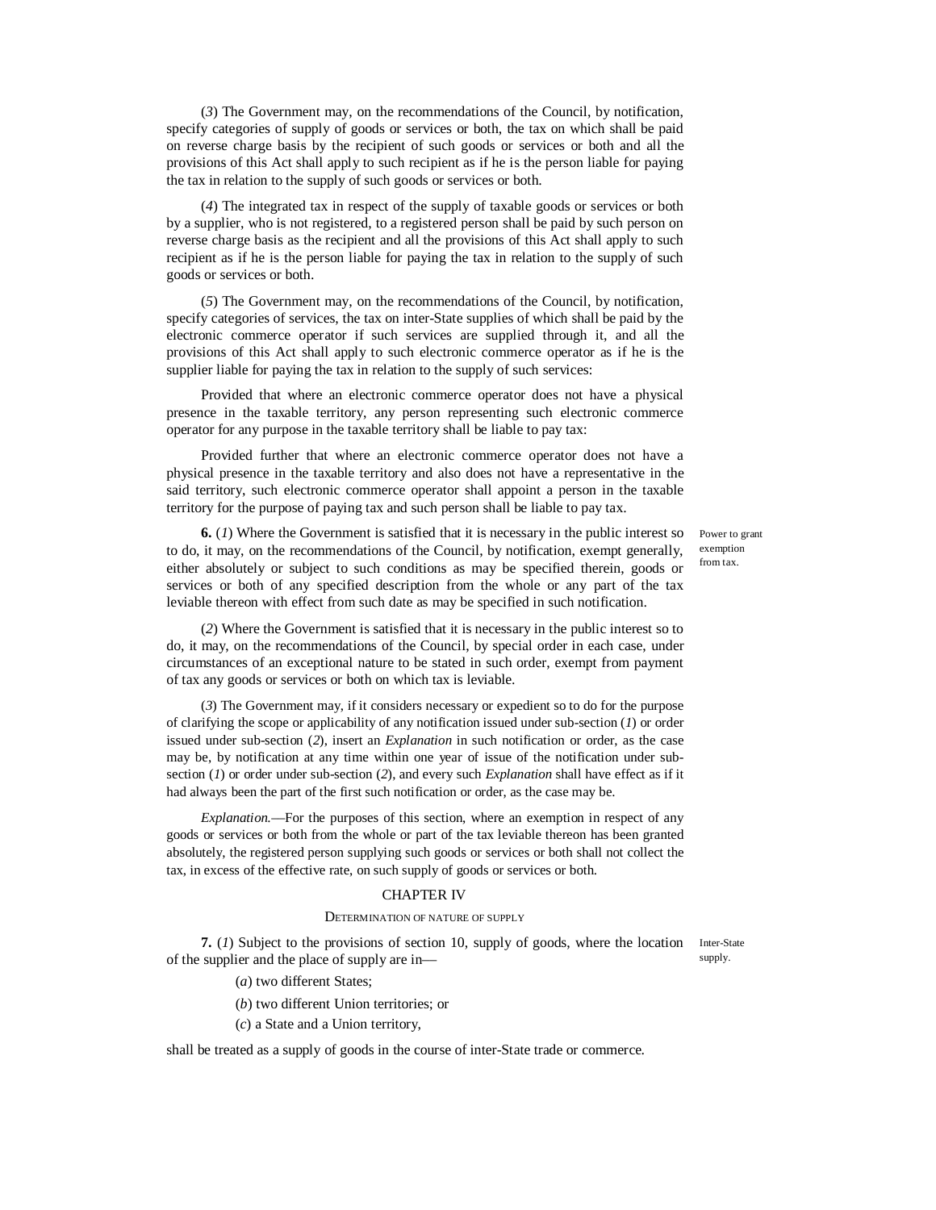(*3*) The Government may, on the recommendations of the Council, by notification, specify categories of supply of goods or services or both, the tax on which shall be paid on reverse charge basis by the recipient of such goods or services or both and all the provisions of this Act shall apply to such recipient as if he is the person liable for paying the tax in relation to the supply of such goods or services or both.

(*4*) The integrated tax in respect of the supply of taxable goods or services or both by a supplier, who is not registered, to a registered person shall be paid by such person on reverse charge basis as the recipient and all the provisions of this Act shall apply to such recipient as if he is the person liable for paying the tax in relation to the supply of such goods or services or both.

(*5*) The Government may, on the recommendations of the Council, by notification, specify categories of services, the tax on inter-State supplies of which shall be paid by the electronic commerce operator if such services are supplied through it, and all the provisions of this Act shall apply to such electronic commerce operator as if he is the supplier liable for paying the tax in relation to the supply of such services:

Provided that where an electronic commerce operator does not have a physical presence in the taxable territory, any person representing such electronic commerce operator for any purpose in the taxable territory shall be liable to pay tax:

Provided further that where an electronic commerce operator does not have a physical presence in the taxable territory and also does not have a representative in the said territory, such electronic commerce operator shall appoint a person in the taxable territory for the purpose of paying tax and such person shall be liable to pay tax.

Power to grant exemption from tax.

**6.** (*1*) Where the Government is satisfied that it is necessary in the public interest so to do, it may, on the recommendations of the Council, by notification, exempt generally, either absolutely or subject to such conditions as may be specified therein, goods or services or both of any specified description from the whole or any part of the tax leviable thereon with effect from such date as may be specified in such notification.

(*2*) Where the Government is satisfied that it is necessary in the public interest so to do, it may, on the recommendations of the Council, by special order in each case, under circumstances of an exceptional nature to be stated in such order, exempt from payment of tax any goods or services or both on which tax is leviable.

(*3*) The Government may, if it considers necessary or expedient so to do for the purpose of clarifying the scope or applicability of any notification issued under sub-section (*1*) or order issued under sub-section (*2*), insert an *Explanation* in such notification or order, as the case may be, by notification at any time within one year of issue of the notification under sub-section (*1*) or order under sub-section (*2*), and every such *Explanation* shall have effect as if it had always been the part of the first such notification or order, as the case may be.

*Explanation.*—For the purposes of this section, where an exemption in respect of any goods or services or both from the whole or part of the tax leviable thereon has been granted absolutely, the registered person supplying such goods or services or both shall not collect the tax, in excess of the effective rate, on such supply of goods or services or both.

## CHAPTER IV

### DETERMINATION OF NATURE OF SUPPLY

Inter-State supply.

**7.** (*1*) Subject to the provisions of section 10, supply of goods, where the location of the supplier and the place of supply are in—

(*a*) two different States;

(*b*) two different Union territories; or

(*c*) a State and a Union territory,

shall be treated as a supply of goods in the course of inter-State trade or commerce.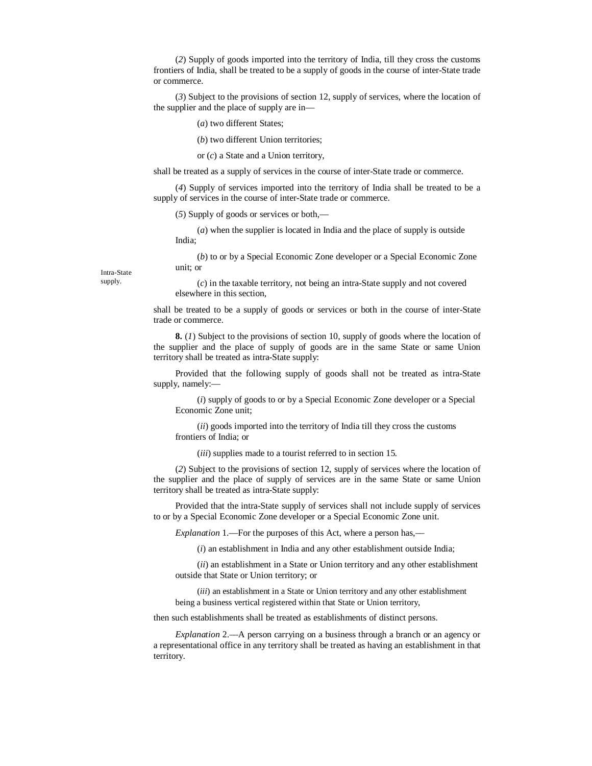(*2*) Supply of goods imported into the territory of India, till they cross the customs frontiers of India, shall be treated to be a supply of goods in the course of inter-State trade or commerce.

(*3*) Subject to the provisions of section 12, supply of services, where the location of the supplier and the place of supply are in—

(*a*) two different States;

(*b*) two different Union territories;

or (*c*) a State and a Union territory,

shall be treated as a supply of services in the course of inter-State trade or commerce.

(*4*) Supply of services imported into the territory of India shall be treated to be a supply of services in the course of inter-State trade or commerce.

(*5*) Supply of goods or services or both,—

(*a*) when the supplier is located in India and the place of supply is outside India;

(*b*) to or by a Special Economic Zone developer or a Special Economic Zone unit; or

(*c*) in the taxable territory, not being an intra-State supply and not covered elsewhere in this section,

shall be treated to be a supply of goods or services or both in the course of inter-State trade or commerce.

Intra-State supply.

**8.** (*1*) Subject to the provisions of section 10, supply of goods where the location of the supplier and the place of supply of goods are in the same State or same Union territory shall be treated as intra-State supply:

Provided that the following supply of goods shall not be treated as intra-State supply, namely:—

(*i*) supply of goods to or by a Special Economic Zone developer or a Special Economic Zone unit;

(*ii*) goods imported into the territory of India till they cross the customs frontiers of India; or

(*iii*) supplies made to a tourist referred to in section 15.

(*2*) Subject to the provisions of section 12, supply of services where the location of the supplier and the place of supply of services are in the same State or same Union territory shall be treated as intra-State supply:

Provided that the intra-State supply of services shall not include supply of services to or by a Special Economic Zone developer or a Special Economic Zone unit.

*Explanation* 1.—For the purposes of this Act, where a person has,—

(*i*) an establishment in India and any other establishment outside India;

(*ii*) an establishment in a State or Union territory and any other establishment outside that State or Union territory; or

(*iii*) an establishment in a State or Union territory and any other establishment being a business vertical registered within that State or Union territory,

then such establishments shall be treated as establishments of distinct persons.

*Explanation* 2.—A person carrying on a business through a branch or an agency or a representational office in any territory shall be treated as having an establishment in that territory.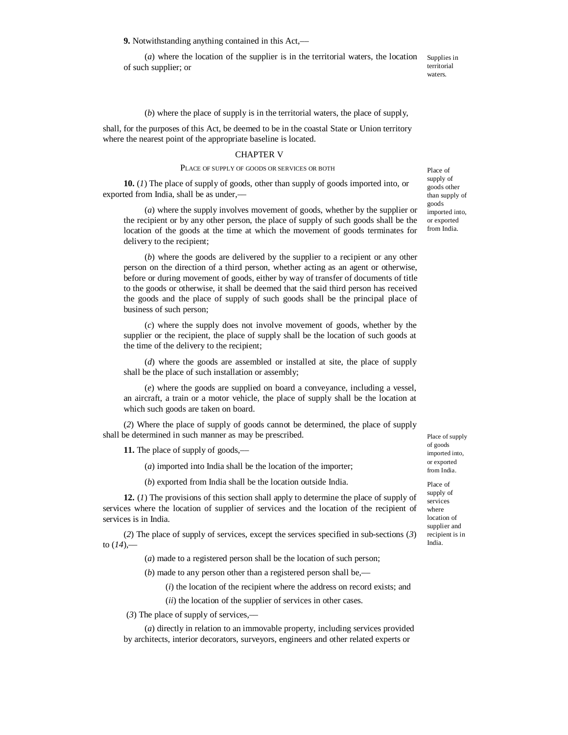**9.** Notwithstanding anything contained in this Act,—

(*a*) where the location of the supplier is in the territorial waters, the location of such supplier; or

Supplies in territorial waters.

(*b*) where the place of supply is in the territorial waters, the place of supply,

shall, for the purposes of this Act, be deemed to be in the coastal State or Union territory where the nearest point of the appropriate baseline is located.

## CHAPTER V

### PLACE OF SUPPLY OF GOODS OR SERVICES OR BOTH

Place of supply of goods other than supply of goods imported into, or exported from India.

**10.** (*1*) The place of supply of goods, other than supply of goods imported into, or exported from India, shall be as under,—

(*a*) where the supply involves movement of goods, whether by the supplier or the recipient or by any other person, the place of supply of such goods shall be the location of the goods at the time at which the movement of goods terminates for delivery to the recipient;

(*b*) where the goods are delivered by the supplier to a recipient or any other person on the direction of a third person, whether acting as an agent or otherwise, before or during movement of goods, either by way of transfer of documents of title to the goods or otherwise, it shall be deemed that the said third person has received the goods and the place of supply of such goods shall be the principal place of business of such person;

(*c*) where the supply does not involve movement of goods, whether by the supplier or the recipient, the place of supply shall be the location of such goods at the time of the delivery to the recipient;

(*d*) where the goods are assembled or installed at site, the place of supply shall be the place of such installation or assembly;

(*e*) where the goods are supplied on board a conveyance, including a vessel, an aircraft, a train or a motor vehicle, the place of supply shall be the location at which such goods are taken on board.

(*2*) Where the place of supply of goods cannot be determined, the place of supply shall be determined in such manner as may be prescribed.

Place of supply of goods imported into, or exported from India.

**11.** The place of supply of goods,—

(*a*) imported into India shall be the location of the importer;

(*b*) exported from India shall be the location outside India.

Place of supply of services where location of supplier and recipient is in India.

**12.** (*1*) The provisions of this section shall apply to determine the place of supply of services where the location of supplier of services and the location of the recipient of services is in India.

(*2*) The place of supply of services, except the services specified in sub-sections (*3*) to (*14*),—

(*a*) made to a registered person shall be the location of such person;

(*b*) made to any person other than a registered person shall be,—

(*i*) the location of the recipient where the address on record exists; and

(*ii*) the location of the supplier of services in other cases.

(*3*) The place of supply of services,—

(*a*) directly in relation to an immovable property, including services provided by architects, interior decorators, surveyors, engineers and other related experts or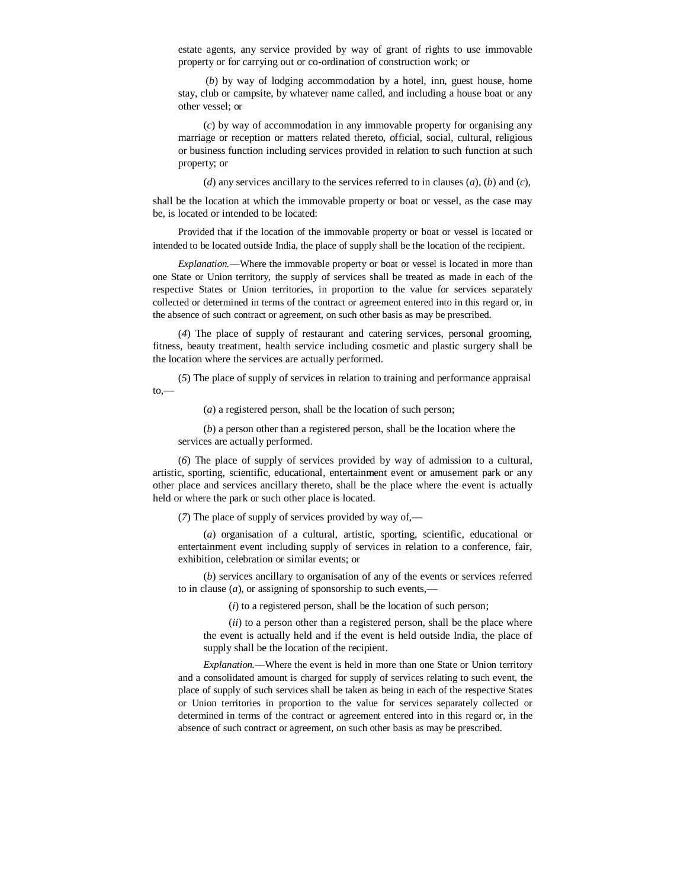estate agents, any service provided by way of grant of rights to use immovable property or for carrying out or co-ordination of construction work; or

(*b*) by way of lodging accommodation by a hotel, inn, guest house, home stay, club or campsite, by whatever name called, and including a house boat or any other vessel; or

(*c*) by way of accommodation in any immovable property for organising any marriage or reception or matters related thereto, official, social, cultural, religious or business function including services provided in relation to such function at such property; or

(*d*) any services ancillary to the services referred to in clauses (*a*), (*b*) and (*c*),

shall be the location at which the immovable property or boat or vessel, as the case may be, is located or intended to be located:

Provided that if the location of the immovable property or boat or vessel is located or intended to be located outside India, the place of supply shall be the location of the recipient.

*Explanation.*—Where the immovable property or boat or vessel is located in more than one State or Union territory, the supply of services shall be treated as made in each of the respective States or Union territories, in proportion to the value for services separately collected or determined in terms of the contract or agreement entered into in this regard or, in the absence of such contract or agreement, on such other basis as may be prescribed.

(*4*) The place of supply of restaurant and catering services, personal grooming, fitness, beauty treatment, health service including cosmetic and plastic surgery shall be the location where the services are actually performed.

(*5*) The place of supply of services in relation to training and performance appraisal to,—

(*a*) a registered person, shall be the location of such person;

(*b*) a person other than a registered person, shall be the location where the services are actually performed.

(*6*) The place of supply of services provided by way of admission to a cultural, artistic, sporting, scientific, educational, entertainment event or amusement park or any other place and services ancillary thereto, shall be the place where the event is actually held or where the park or such other place is located.

(*7*) The place of supply of services provided by way of,—

(*a*) organisation of a cultural, artistic, sporting, scientific, educational or entertainment event including supply of services in relation to a conference, fair, exhibition, celebration or similar events; or

(*b*) services ancillary to organisation of any of the events or services referred to in clause (*a*), or assigning of sponsorship to such events,—

(*i*) to a registered person, shall be the location of such person;

(*ii*) to a person other than a registered person, shall be the place where the event is actually held and if the event is held outside India, the place of supply shall be the location of the recipient.

*Explanation.*—Where the event is held in more than one State or Union territory and a consolidated amount is charged for supply of services relating to such event, the place of supply of such services shall be taken as being in each of the respective States or Union territories in proportion to the value for services separately collected or determined in terms of the contract or agreement entered into in this regard or, in the absence of such contract or agreement, on such other basis as may be prescribed.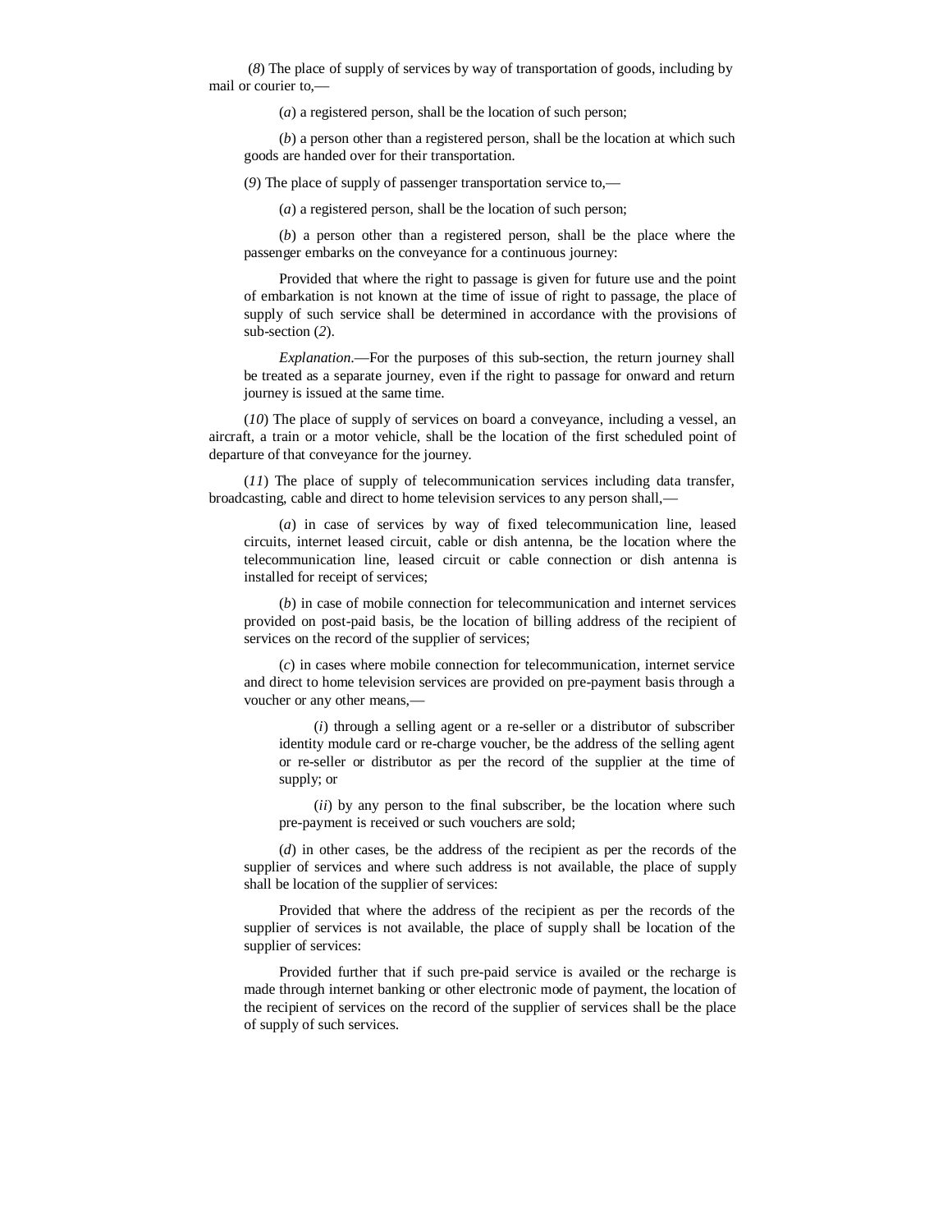(*8*) The place of supply of services by way of transportation of goods, including by mail or courier to,—

(*a*) a registered person, shall be the location of such person;

(*b*) a person other than a registered person, shall be the location at which such goods are handed over for their transportation.

(*9*) The place of supply of passenger transportation service to,—

(*a*) a registered person, shall be the location of such person;

(*b*) a person other than a registered person, shall be the place where the passenger embarks on the conveyance for a continuous journey:

Provided that where the right to passage is given for future use and the point of embarkation is not known at the time of issue of right to passage, the place of supply of such service shall be determined in accordance with the provisions of sub-section (*2*).

*Explanation*.—For the purposes of this sub-section, the return journey shall be treated as a separate journey, even if the right to passage for onward and return journey is issued at the same time.

(*10*) The place of supply of services on board a conveyance, including a vessel, an aircraft, a train or a motor vehicle, shall be the location of the first scheduled point of departure of that conveyance for the journey.

(*11*) The place of supply of telecommunication services including data transfer, broadcasting, cable and direct to home television services to any person shall,—

(*a*) in case of services by way of fixed telecommunication line, leased circuits, internet leased circuit, cable or dish antenna, be the location where the telecommunication line, leased circuit or cable connection or dish antenna is installed for receipt of services;

(*b*) in case of mobile connection for telecommunication and internet services provided on post-paid basis, be the location of billing address of the recipient of services on the record of the supplier of services;

(*c*) in cases where mobile connection for telecommunication, internet service and direct to home television services are provided on pre-payment basis through a voucher or any other means,—

(*i*) through a selling agent or a re-seller or a distributor of subscriber identity module card or re-charge voucher, be the address of the selling agent or re-seller or distributor as per the record of the supplier at the time of supply; or

(*ii*) by any person to the final subscriber, be the location where such pre-payment is received or such vouchers are sold;

(*d*) in other cases, be the address of the recipient as per the records of the supplier of services and where such address is not available, the place of supply shall be location of the supplier of services:

Provided that where the address of the recipient as per the records of the supplier of services is not available, the place of supply shall be location of the supplier of services:

Provided further that if such pre-paid service is availed or the recharge is made through internet banking or other electronic mode of payment, the location of the recipient of services on the record of the supplier of services shall be the place of supply of such services.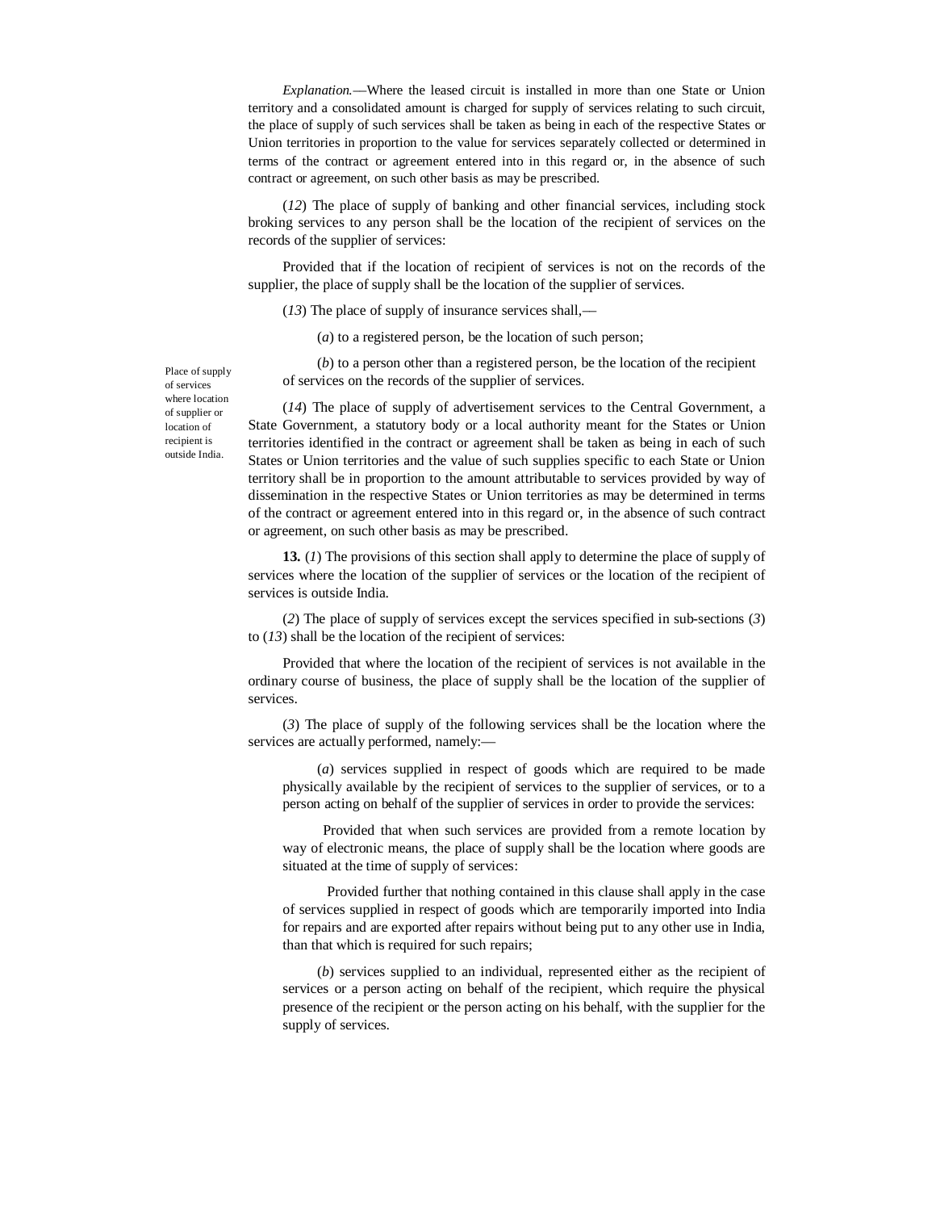*Explanation.*—Where the leased circuit is installed in more than one State or Union territory and a consolidated amount is charged for supply of services relating to such circuit, the place of supply of such services shall be taken as being in each of the respective States or Union territories in proportion to the value for services separately collected or determined in terms of the contract or agreement entered into in this regard or, in the absence of such contract or agreement, on such other basis as may be prescribed.

(*12*) The place of supply of banking and other financial services, including stock broking services to any person shall be the location of the recipient of services on the records of the supplier of services:

Provided that if the location of recipient of services is not on the records of the supplier, the place of supply shall be the location of the supplier of services.

(*13*) The place of supply of insurance services shall,—

(*a*) to a registered person, be the location of such person;

(*b*) to a person other than a registered person, be the location of the recipient of services on the records of the supplier of services.

(*14*) The place of supply of advertisement services to the Central Government, a State Government, a statutory body or a local authority meant for the States or Union territories identified in the contract or agreement shall be taken as being in each of such States or Union territories and the value of such supplies specific to each State or Union territory shall be in proportion to the amount attributable to services provided by way of dissemination in the respective States or Union territories as may be determined in terms of the contract or agreement entered into in this regard or, in the absence of such contract or agreement, on such other basis as may be prescribed.

Place of supply of services where location of supplier or location of recipient is outside India.

**13.** (*1*) The provisions of this section shall apply to determine the place of supply of services where the location of the supplier of services or the location of the recipient of services is outside India.

(*2*) The place of supply of services except the services specified in sub-sections (*3*) to (*13*) shall be the location of the recipient of services:

Provided that where the location of the recipient of services is not available in the ordinary course of business, the place of supply shall be the location of the supplier of services.

(*3*) The place of supply of the following services shall be the location where the services are actually performed, namely:—

(*a*) services supplied in respect of goods which are required to be made physically available by the recipient of services to the supplier of services, or to a person acting on behalf of the supplier of services in order to provide the services:

Provided that when such services are provided from a remote location by way of electronic means, the place of supply shall be the location where goods are situated at the time of supply of services:

Provided further that nothing contained in this clause shall apply in the case of services supplied in respect of goods which are temporarily imported into India for repairs and are exported after repairs without being put to any other use in India, than that which is required for such repairs;

(*b*) services supplied to an individual, represented either as the recipient of services or a person acting on behalf of the recipient, which require the physical presence of the recipient or the person acting on his behalf, with the supplier for the supply of services.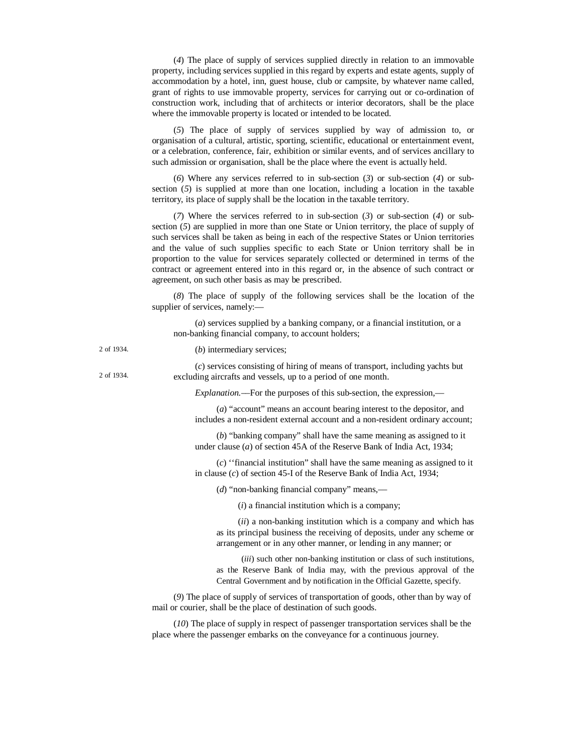(*4*) The place of supply of services supplied directly in relation to an immovable property, including services supplied in this regard by experts and estate agents, supply of accommodation by a hotel, inn, guest house, club or campsite, by whatever name called, grant of rights to use immovable property, services for carrying out or co-ordination of construction work, including that of architects or interior decorators, shall be the place where the immovable property is located or intended to be located.

(*5*) The place of supply of services supplied by way of admission to, or organisation of a cultural, artistic, sporting, scientific, educational or entertainment event, or a celebration, conference, fair, exhibition or similar events, and of services ancillary to such admission or organisation, shall be the place where the event is actually held.

(*6*) Where any services referred to in sub-section (*3*) or sub-section (*4*) or sub-section (*5*) is supplied at more than one location, including a location in the taxable territory, its place of supply shall be the location in the taxable territory.

(*7*) Where the services referred to in sub-section (*3*) or sub-section (*4*) or sub-section (*5*) are supplied in more than one State or Union territory, the place of supply of such services shall be taken as being in each of the respective States or Union territories and the value of such supplies specific to each State or Union territory shall be in proportion to the value for services separately collected or determined in terms of the contract or agreement entered into in this regard or, in the absence of such contract or agreement, on such other basis as may be prescribed.

(*8*) The place of supply of the following services shall be the location of the supplier of services, namely:—

(*a*) services supplied by a banking company, or a financial institution, or a non-banking financial company, to account holders;

(*b*) intermediary services;

(*c*) services consisting of hiring of means of transport, including yachts but excluding aircrafts and vessels, up to a period of one month.

*Explanation.*—For the purposes of this sub-section, the expression,—

(*a*) "account" means an account bearing interest to the depositor, and includes a non-resident external account and a non-resident ordinary account;

2 of 1934.

(*b*) "banking company" shall have the same meaning as assigned to it under clause (*a*) of section 45A of the Reserve Bank of India Act, 1934;

2 of 1934.

(*c*) "financial institution" shall have the same meaning as assigned to it in clause (*c*) of section 45-I of the Reserve Bank of India Act, 1934;

(*d*) "non-banking financial company" means,—

(*i*) a financial institution which is a company;

(*ii*) a non-banking institution which is a company and which has as its principal business the receiving of deposits, under any scheme or arrangement or in any other manner, or lending in any manner; or

(*iii*) such other non-banking institution or class of such institutions, as the Reserve Bank of India may, with the previous approval of the Central Government and by notification in the Official Gazette, specify.

(*9*) The place of supply of services of transportation of goods, other than by way of mail or courier, shall be the place of destination of such goods.

(*10*) The place of supply in respect of passenger transportation services shall be the place where the passenger embarks on the conveyance for a continuous journey.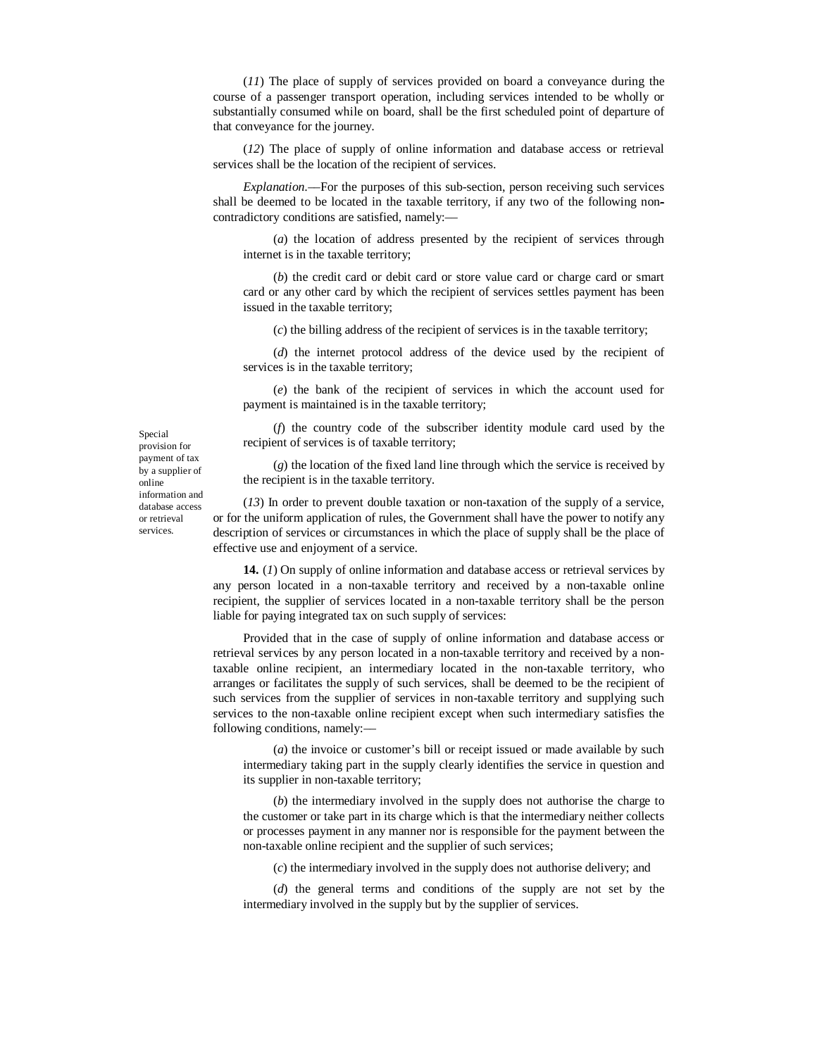(*11*) The place of supply of services provided on board a conveyance during the course of a passenger transport operation, including services intended to be wholly or substantially consumed while on board, shall be the first scheduled point of departure of that conveyance for the journey.

(*12*) The place of supply of online information and database access or retrieval services shall be the location of the recipient of services.

*Explanation*.—For the purposes of this sub-section, person receiving such services shall be deemed to be located in the taxable territory, if any two of the following non-contradictory conditions are satisfied, namely:—

(*a*) the location of address presented by the recipient of services through internet is in the taxable territory;

(*b*) the credit card or debit card or store value card or charge card or smart card or any other card by which the recipient of services settles payment has been issued in the taxable territory;

(*c*) the billing address of the recipient of services is in the taxable territory;

(*d*) the internet protocol address of the device used by the recipient of services is in the taxable territory;

(*e*) the bank of the recipient of services in which the account used for payment is maintained is in the taxable territory;

(*f*) the country code of the subscriber identity module card used by the recipient of services is of taxable territory;

(*g*) the location of the fixed land line through which the service is received by the recipient is in the taxable territory.

(*13*) In order to prevent double taxation or non-taxation of the supply of a service, or for the uniform application of rules, the Government shall have the power to notify any description of services or circumstances in which the place of supply shall be the place of effective use and enjoyment of a service.

Special provision for payment of tax by a supplier of online information and database access or retrieval services.

**14.** (*1*) On supply of online information and database access or retrieval services by any person located in a non-taxable territory and received by a non-taxable online recipient, the supplier of services located in a non-taxable territory shall be the person liable for paying integrated tax on such supply of services:

Provided that in the case of supply of online information and database access or retrieval services by any person located in a non-taxable territory and received by a non-taxable online recipient, an intermediary located in the non-taxable territory, who arranges or facilitates the supply of such services, shall be deemed to be the recipient of such services from the supplier of services in non-taxable territory and supplying such services to the non-taxable online recipient except when such intermediary satisfies the following conditions, namely:—

(*a*) the invoice or customer's bill or receipt issued or made available by such intermediary taking part in the supply clearly identifies the service in question and its supplier in non-taxable territory;

(*b*) the intermediary involved in the supply does not authorise the charge to the customer or take part in its charge which is that the intermediary neither collects or processes payment in any manner nor is responsible for the payment between the non-taxable online recipient and the supplier of such services;

(*c*) the intermediary involved in the supply does not authorise delivery; and

(*d*) the general terms and conditions of the supply are not set by the intermediary involved in the supply but by the supplier of services.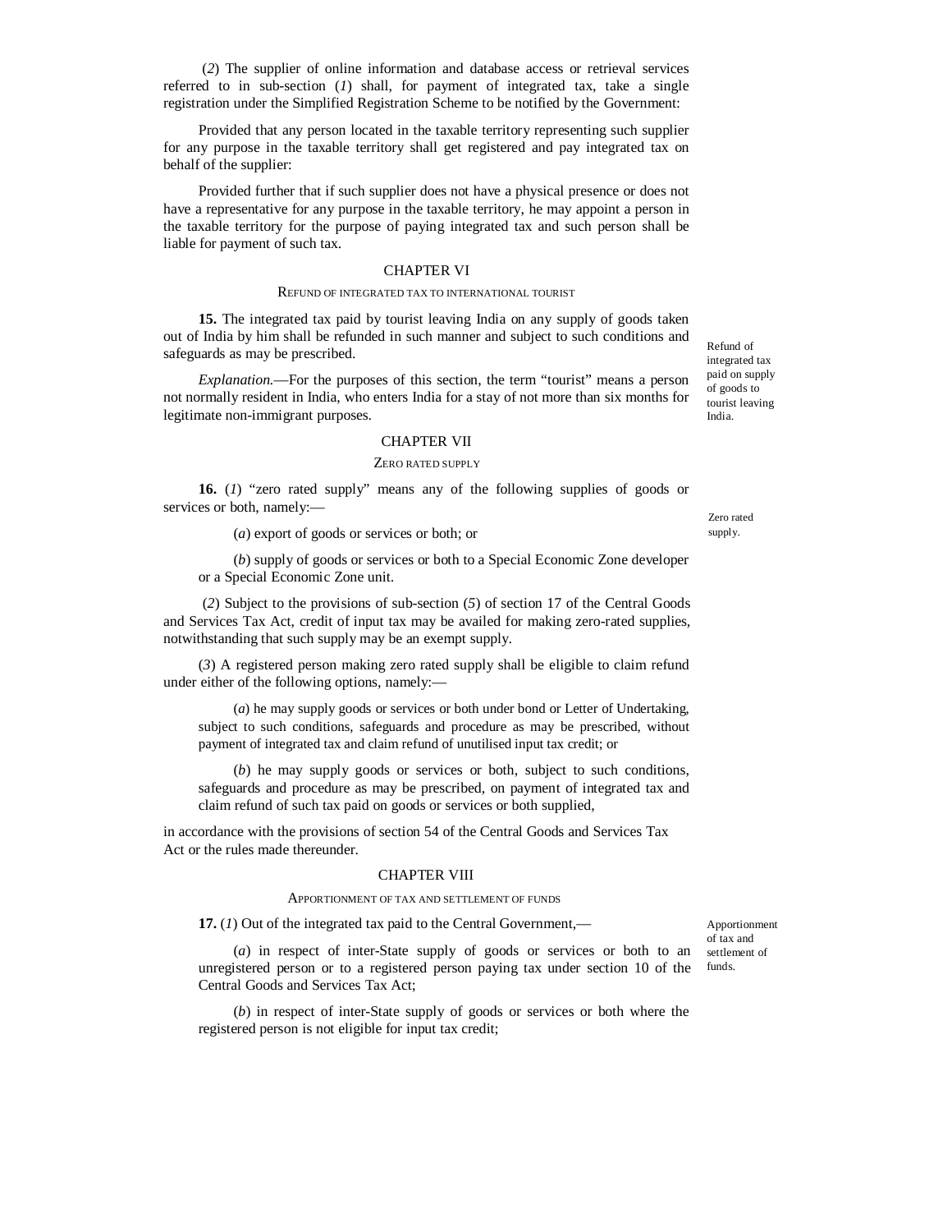(*2*) The supplier of online information and database access or retrieval services referred to in sub-section (*1*) shall, for payment of integrated tax, take a single registration under the Simplified Registration Scheme to be notified by the Government:

Provided that any person located in the taxable territory representing such supplier for any purpose in the taxable territory shall get registered and pay integrated tax on behalf of the supplier:

Provided further that if such supplier does not have a physical presence or does not have a representative for any purpose in the taxable territory, he may appoint a person in the taxable territory for the purpose of paying integrated tax and such person shall be liable for payment of such tax.

## CHAPTER VI

### REFUND OF INTEGRATED TAX TO INTERNATIONAL TOURIST

Refund of integrated tax paid on supply of goods to tourist leaving India.

**15.** The integrated tax paid by tourist leaving India on any supply of goods taken out of India by him shall be refunded in such manner and subject to such conditions and safeguards as may be prescribed.

*Explanation.*—For the purposes of this section, the term "tourist" means a person not normally resident in India, who enters India for a stay of not more than six months for legitimate non-immigrant purposes.

## CHAPTER VII

### ZERO RATED SUPPLY

Zero rated supply.

**16.** (*1*) "zero rated supply" means any of the following supplies of goods or services or both, namely:—

(*a*) export of goods or services or both; or

(*b*) supply of goods or services or both to a Special Economic Zone developer or a Special Economic Zone unit.

(*2*) Subject to the provisions of sub-section (*5*) of section 17 of the Central Goods and Services Tax Act, credit of input tax may be availed for making zero-rated supplies, notwithstanding that such supply may be an exempt supply.

(*3*) A registered person making zero rated supply shall be eligible to claim refund under either of the following options, namely:—

(*a*) he may supply goods or services or both under bond or Letter of Undertaking, subject to such conditions, safeguards and procedure as may be prescribed, without payment of integrated tax and claim refund of unutilised input tax credit; or

(*b*) he may supply goods or services or both, subject to such conditions, safeguards and procedure as may be prescribed, on payment of integrated tax and claim refund of such tax paid on goods or services or both supplied,

in accordance with the provisions of section 54 of the Central Goods and Services Tax Act or the rules made thereunder.

## CHAPTER VIII

### APPORTIONMENT OF TAX AND SETTLEMENT OF FUNDS

Apportionment of tax and settlement of funds.

**17.** (*1*) Out of the integrated tax paid to the Central Government,—

(*a*) in respect of inter-State supply of goods or services or both to an unregistered person or to a registered person paying tax under section 10 of the Central Goods and Services Tax Act;

(*b*) in respect of inter-State supply of goods or services or both where the registered person is not eligible for input tax credit;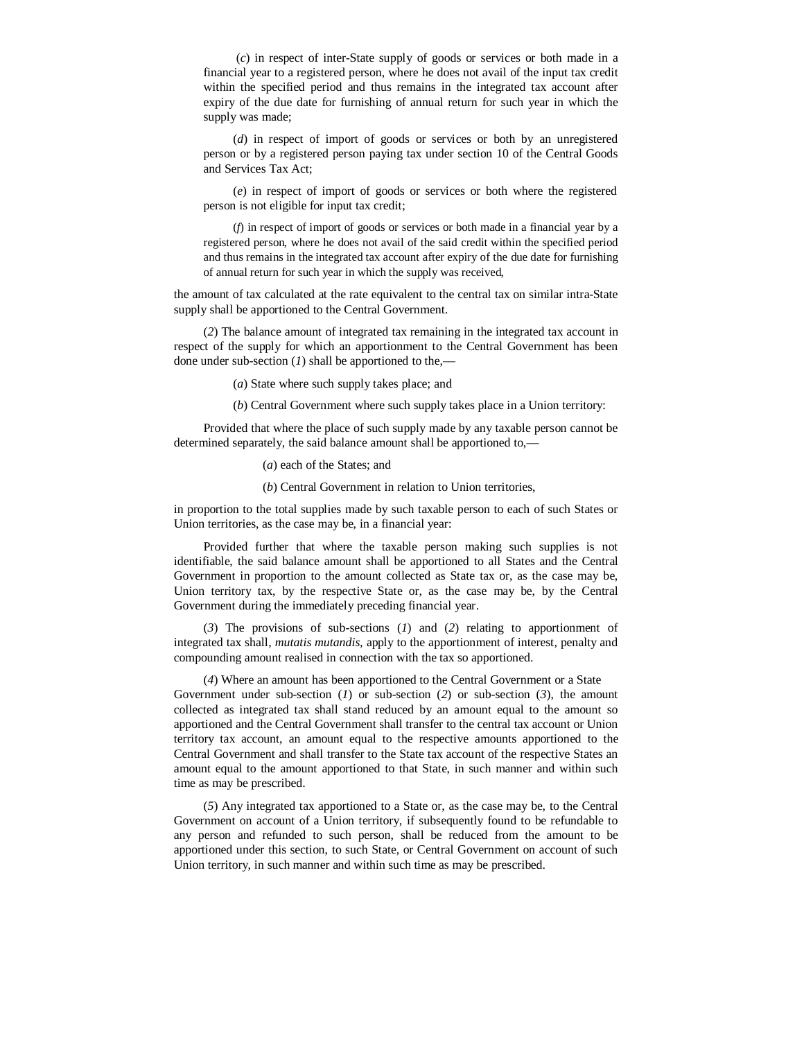(*c*) in respect of inter-State supply of goods or services or both made in a financial year to a registered person, where he does not avail of the input tax credit within the specified period and thus remains in the integrated tax account after expiry of the due date for furnishing of annual return for such year in which the supply was made;

(*d*) in respect of import of goods or services or both by an unregistered person or by a registered person paying tax under section 10 of the Central Goods and Services Tax Act;

(*e*) in respect of import of goods or services or both where the registered person is not eligible for input tax credit;

(*f*) in respect of import of goods or services or both made in a financial year by a registered person, where he does not avail of the said credit within the specified period and thus remains in the integrated tax account after expiry of the due date for furnishing of annual return for such year in which the supply was received,

the amount of tax calculated at the rate equivalent to the central tax on similar intra-State supply shall be apportioned to the Central Government.

(*2*) The balance amount of integrated tax remaining in the integrated tax account in respect of the supply for which an apportionment to the Central Government has been done under sub-section (*1*) shall be apportioned to the,—

(*a*) State where such supply takes place; and

(*b*) Central Government where such supply takes place in a Union territory:

Provided that where the place of such supply made by any taxable person cannot be determined separately, the said balance amount shall be apportioned to,—

(*a*) each of the States; and

(*b*) Central Government in relation to Union territories,

in proportion to the total supplies made by such taxable person to each of such States or Union territories, as the case may be, in a financial year:

Provided further that where the taxable person making such supplies is not identifiable, the said balance amount shall be apportioned to all States and the Central Government in proportion to the amount collected as State tax or, as the case may be, Union territory tax, by the respective State or, as the case may be, by the Central Government during the immediately preceding financial year.

(*3*) The provisions of sub-sections (*1*) and (*2*) relating to apportionment of integrated tax shall, *mutatis mutandis*, apply to the apportionment of interest, penalty and compounding amount realised in connection with the tax so apportioned.

(*4*) Where an amount has been apportioned to the Central Government or a State Government under sub-section (*1*) or sub-section (*2*) or sub-section (*3*), the amount collected as integrated tax shall stand reduced by an amount equal to the amount so apportioned and the Central Government shall transfer to the central tax account or Union territory tax account, an amount equal to the respective amounts apportioned to the Central Government and shall transfer to the State tax account of the respective States an amount equal to the amount apportioned to that State, in such manner and within such time as may be prescribed.

(*5*) Any integrated tax apportioned to a State or, as the case may be, to the Central Government on account of a Union territory, if subsequently found to be refundable to any person and refunded to such person, shall be reduced from the amount to be apportioned under this section, to such State, or Central Government on account of such Union territory, in such manner and within such time as may be prescribed.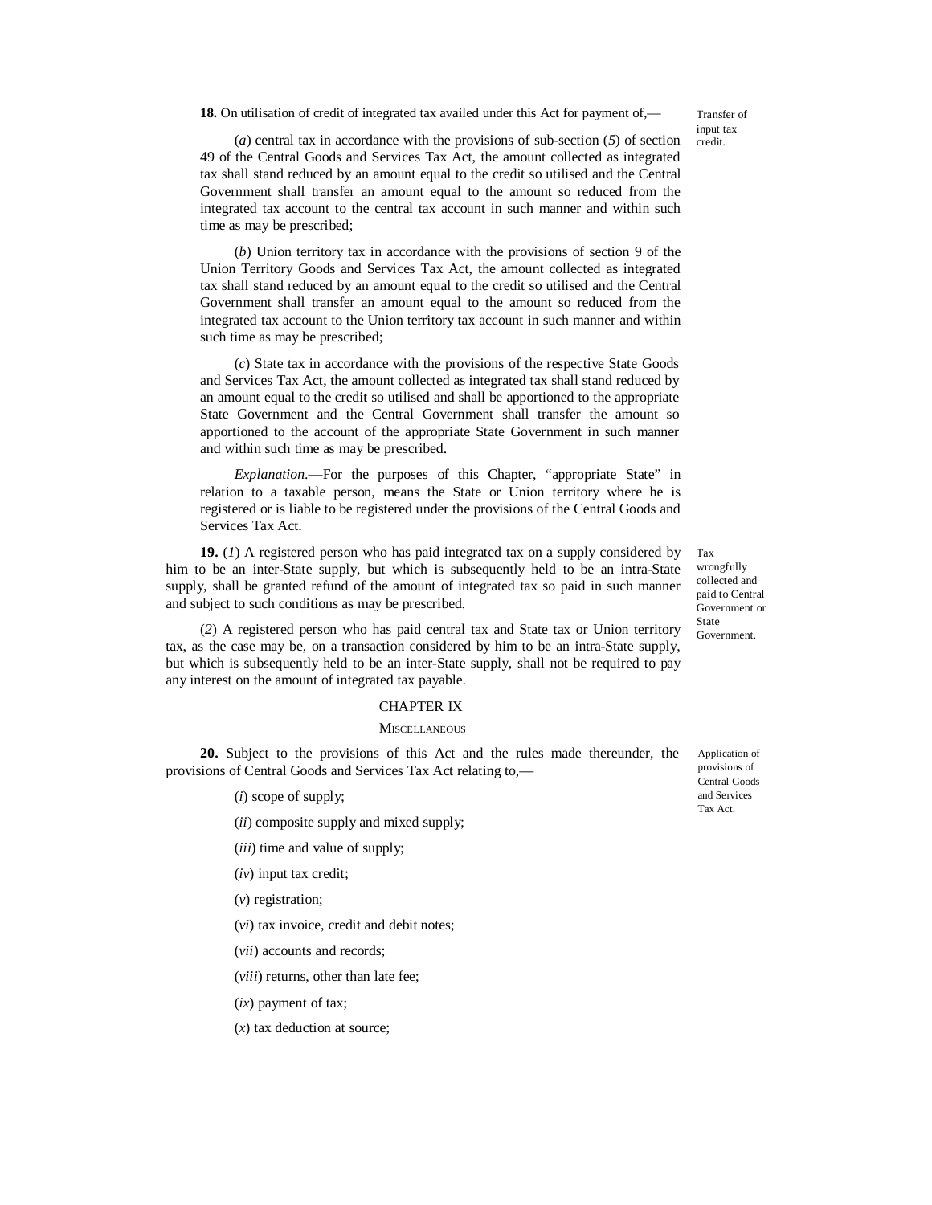**18.** On utilisation of credit of integrated tax availed under this Act for payment of,—

Transfer of input tax credit.

(*a*) central tax in accordance with the provisions of sub-section (*5*) of section 49 of the Central Goods and Services Tax Act, the amount collected as integrated tax shall stand reduced by an amount equal to the credit so utilised and the Central Government shall transfer an amount equal to the amount so reduced from the integrated tax account to the central tax account in such manner and within such time as may be prescribed;

(*b*) Union territory tax in accordance with the provisions of section 9 of the Union Territory Goods and Services Tax Act, the amount collected as integrated tax shall stand reduced by an amount equal to the credit so utilised and the Central Government shall transfer an amount equal to the amount so reduced from the integrated tax account to the Union territory tax account in such manner and within such time as may be prescribed;

(*c*) State tax in accordance with the provisions of the respective State Goods and Services Tax Act, the amount collected as integrated tax shall stand reduced by an amount equal to the credit so utilised and shall be apportioned to the appropriate State Government and the Central Government shall transfer the amount so apportioned to the account of the appropriate State Government in such manner and within such time as may be prescribed.

*Explanation*.—For the purposes of this Chapter, "appropriate State" in relation to a taxable person, means the State or Union territory where he is registered or is liable to be registered under the provisions of the Central Goods and Services Tax Act.

Tax wrongfully collected and paid to Central Government or State Government.

**19.** (*1*) A registered person who has paid integrated tax on a supply considered by him to be an inter-State supply, but which is subsequently held to be an intra-State supply, shall be granted refund of the amount of integrated tax so paid in such manner and subject to such conditions as may be prescribed.

(*2*) A registered person who has paid central tax and State tax or Union territory tax, as the case may be, on a transaction considered by him to be an intra-State supply, but which is subsequently held to be an inter-State supply, shall not be required to pay any interest on the amount of integrated tax payable.

## CHAPTER IX

### MISCELLANEOUS

Application of provisions of Central Goods and Services Tax Act.

**20.** Subject to the provisions of this Act and the rules made thereunder, the provisions of Central Goods and Services Tax Act relating to,—

(*i*) scope of supply;

(*ii*) composite supply and mixed supply;

(*iii*) time and value of supply;

(*iv*) input tax credit;

(*v*) registration;

(*vi*) tax invoice, credit and debit notes;

(*vii*) accounts and records;

(*viii*) returns, other than late fee;

(*ix*) payment of tax;

(*x*) tax deduction at source;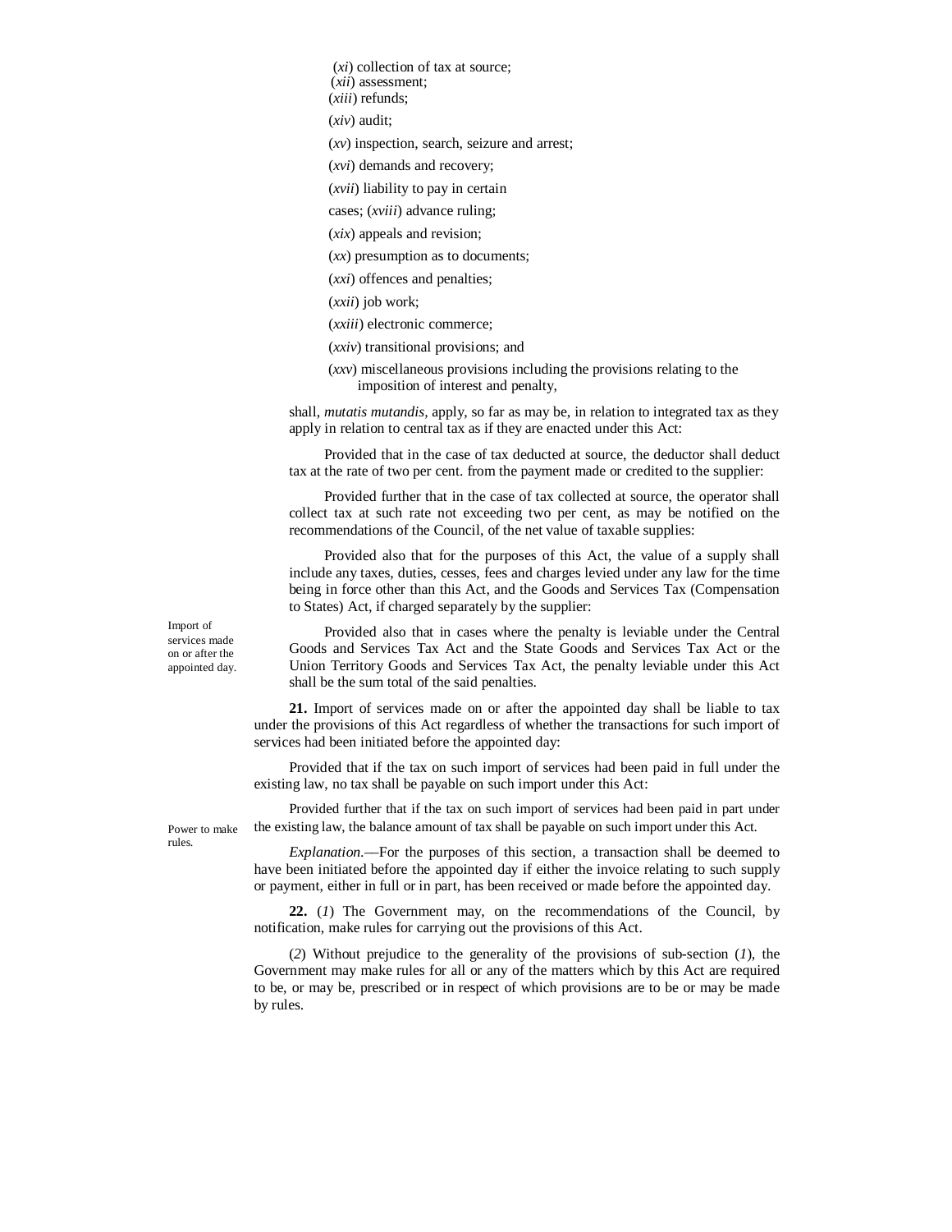(*xi*) collection of tax at source;

(*xii*) assessment;

(*xiii*) refunds;

(*xiv*) audit;

(*xv*) inspection, search, seizure and arrest;

(*xvi*) demands and recovery;

(*xvii*) liability to pay in certain cases;

(*xviii*) advance ruling;

(*xix*) appeals and revision;

(*xx*) presumption as to documents;

(*xxi*) offences and penalties;

(*xxii*) job work;

(*xxiii*) electronic commerce;

(*xxiv*) transitional provisions; and

(*xxv*) miscellaneous provisions including the provisions relating to the imposition of interest and penalty,

shall, *mutatis mutandis*, apply, so far as may be, in relation to integrated tax as they apply in relation to central tax as if they are enacted under this Act:

Provided that in the case of tax deducted at source, the deductor shall deduct tax at the rate of two per cent. from the payment made or credited to the supplier:

Provided further that in the case of tax collected at source, the operator shall collect tax at such rate not exceeding two per cent, as may be notified on the recommendations of the Council, of the net value of taxable supplies:

Provided also that for the purposes of this Act, the value of a supply shall include any taxes, duties, cesses, fees and charges levied under any law for the time being in force other than this Act, and the Goods and Services Tax (Compensation to States) Act, if charged separately by the supplier:

Provided also that in cases where the penalty is leviable under the Central Goods and Services Tax Act and the State Goods and Services Tax Act or the Union Territory Goods and Services Tax Act, the penalty leviable under this Act shall be the sum total of the said penalties.

Import of services made on or after the appointed day.

**21.** Import of services made on or after the appointed day shall be liable to tax under the provisions of this Act regardless of whether the transactions for such import of services had been initiated before the appointed day:

Provided that if the tax on such import of services had been paid in full under the existing law, no tax shall be payable on such import under this Act:

Provided further that if the tax on such import of services had been paid in part under the existing law, the balance amount of tax shall be payable on such import under this Act.

*Explanation*.—For the purposes of this section, a transaction shall be deemed to have been initiated before the appointed day if either the invoice relating to such supply or payment, either in full or in part, has been received or made before the appointed day.

Power to make rules.

**22.** (*1*) The Government may, on the recommendations of the Council, by notification, make rules for carrying out the provisions of this Act.

(*2*) Without prejudice to the generality of the provisions of sub-section (*1*), the Government may make rules for all or any of the matters which by this Act are required to be, or may be, prescribed or in respect of which provisions are to be or may be made by rules.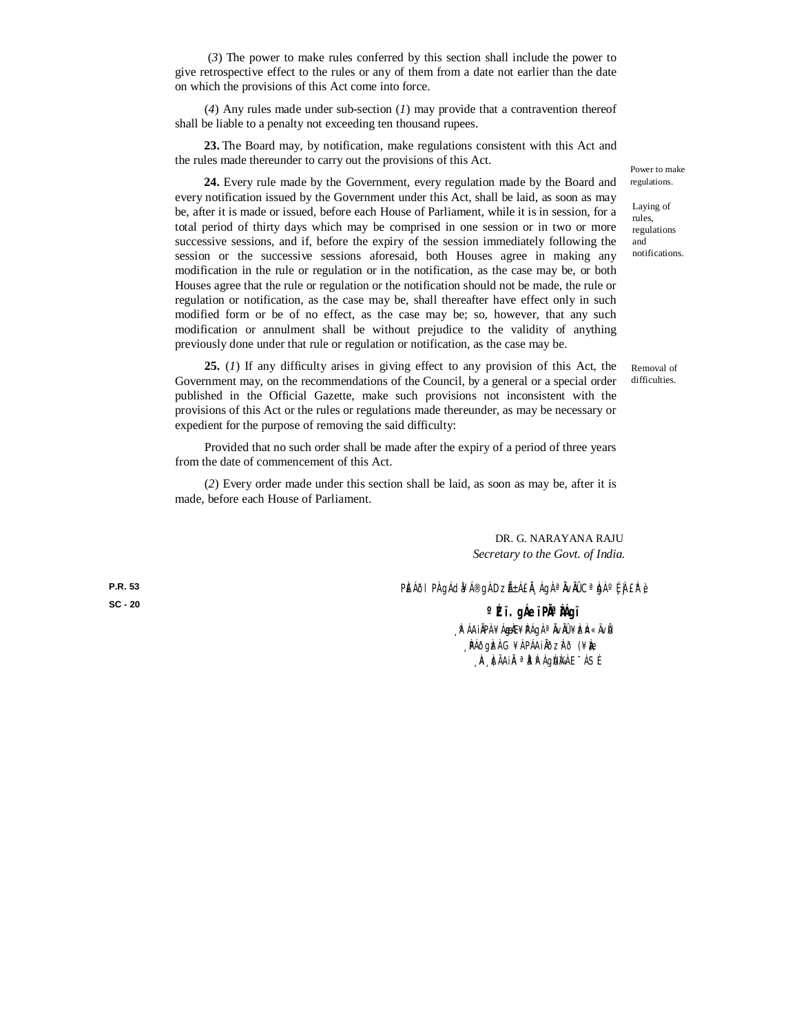(*3*) The power to make rules conferred by this section shall include the power to give retrospective effect to the rules or any of them from a date not earlier than the date on which the provisions of this Act come into force.

(*4*) Any rules made under sub-section (*1*) may provide that a contravention thereof shall be liable to a penalty not exceeding ten thousand rupees.

Power to make regulations.

**23.** The Board may, by notification, make regulations consistent with this Act and the rules made thereunder to carry out the provisions of this Act.

Laying of rules, regulations and notifications.

**24.** Every rule made by the Government, every regulation made by the Board and every notification issued by the Government under this Act, shall be laid, as soon as may be, after it is made or issued, before each House of Parliament, while it is in session, for a total period of thirty days which may be comprised in one session or in two or more successive sessions, and if, before the expiry of the session immediately following the session or the successive sessions aforesaid, both Houses agree in making any modification in the rule or regulation or in the notification, as the case may be, or both Houses agree that the rule or regulation or the notification should not be made, the rule or regulation or notification, as the case may be, shall thereafter have effect only in such modified form or be of no effect, as the case may be; so, however, that any such modification or annulment shall be without prejudice to the validity of anything previously done under that rule or regulation or notification, as the case may be.

Removal of difficulties.

**25.** (*1*) If any difficulty arises in giving effect to any provision of this Act, the Government may, on the recommendations of the Council, by a general or a special order published in the Official Gazette, make such provisions not inconsistent with the provisions of this Act or the rules or regulations made thereunder, as may be necessary or expedient for the purpose of removing the said difficulty:

Provided that no such order shall be made after the expiry of a period of three years from the date of commencement of this Act.

(*2*) Every order made under this section shall be laid, as soon as may be, after it is made, before each House of Parliament.

DR. G. NARAYANA RAJU
*Secretary to the Govt. of India.*

P.R. 53
SC - 20

PÀ£ÁðlPÀ gÁdå¥Á®gÀ DzÉñÁ£ÀÄ¸ÁgÀ ªÀÄvÀÄÛ CªÀgÀ ºÉ¸Àj£À°è

**ºÉZï. gÁeïPÀĪÀiÁgï**

¸ÀPÁðgÀzÀ G¥À PÁAiÀÄðzÀ²ð ªÀÄvÀÄÛ ¥ÀzÀ¤«ÄvÀÛ

¸ÀPÁðgÀzÀ G¥À PÁAiÀÄðzÀ²ð (¥Àæ)

¸ÀA¸À¢ÃAiÀÄ ªÀåªÀºÁgÀUÀ¼ÀÄ E¯ÁSÉ